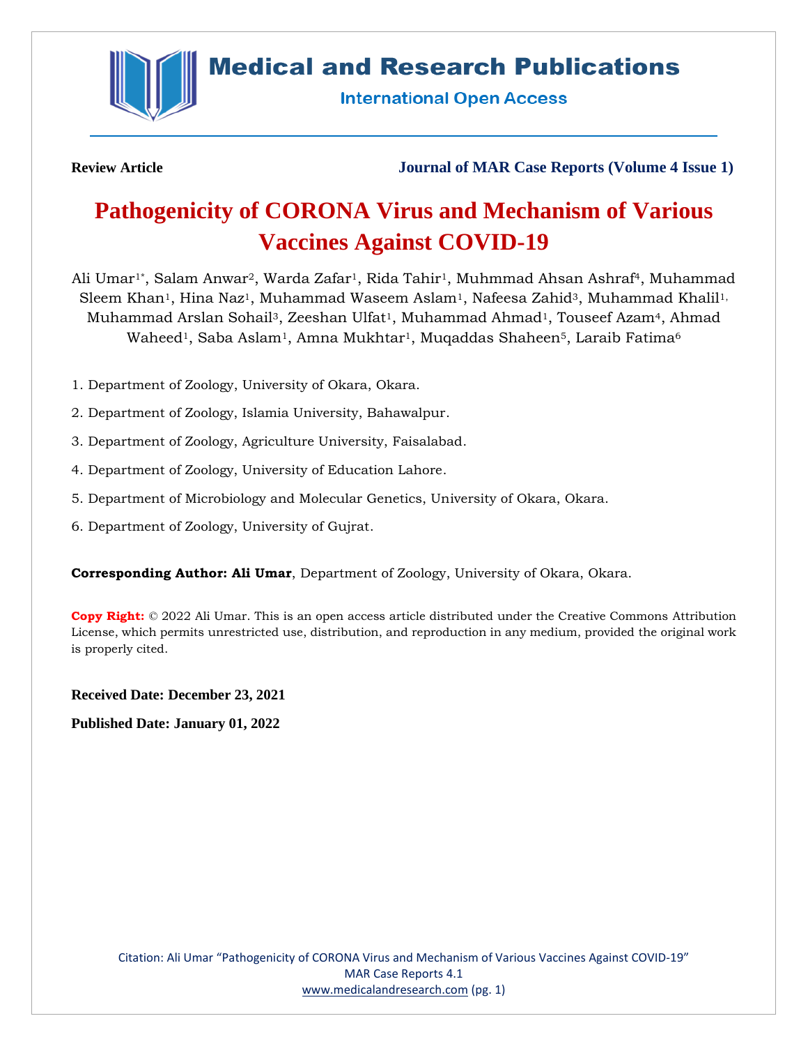**Review Article** **Journal of MAR Case Reports (Volume 4 Issue 1)**

# Pathogenicity of CORONA Virus and Mechanism of Various Vaccines Against COVID-19

Ali Umar[1*], Salam Anwar[2], Warda Zafar[1], Rida Tahir[1], Muhmmad Ahsan Ashraf[4], Muhammad Sleem Khan[1], Hina Naz[1], Muhammad Waseem Aslam[1], Nafeesa Zahid[3], Muhammad Khalil[1], Muhammad Arslan Sohail[3], Zeeshan Ulfat[1], Muhammad Ahmad[1], Touseef Azam[4], Ahmad Waheed[1], Saba Aslam[1], Amna Mukhtar[1], Muqaddas Shaheen[5], Laraib Fatima[6]

1. Department of Zoology, University of Okara, Okara.
2. Department of Zoology, Islamia University, Bahawalpur.
3. Department of Zoology, Agriculture University, Faisalabad.
4. Department of Zoology, University of Education Lahore.
5. Department of Microbiology and Molecular Genetics, University of Okara, Okara.
6. Department of Zoology, University of Gujrat.

**Corresponding Author: Ali Umar**, Department of Zoology, University of Okara, Okara.

**Copy Right:** © 2022 Ali Umar. This is an open access article distributed under the Creative Commons Attribution License, which permits unrestricted use, distribution, and reproduction in any medium, provided the original work is properly cited.

**Received Date: December 23, 2021**

**Published Date: January 01, 2022**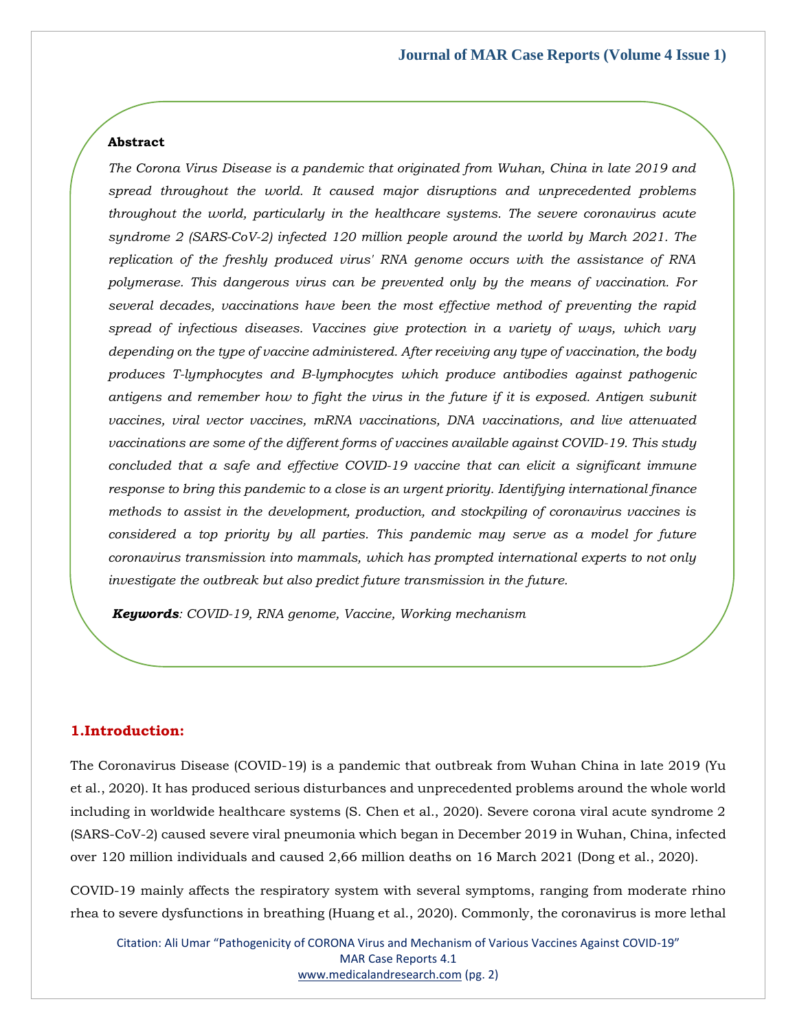**Abstract**

*The Corona Virus Disease is a pandemic that originated from Wuhan, China in late 2019 and spread throughout the world. It caused major disruptions and unprecedented problems throughout the world, particularly in the healthcare systems. The severe coronavirus acute syndrome 2 (SARS-CoV-2) infected 120 million people around the world by March 2021. The replication of the freshly produced virus' RNA genome occurs with the assistance of RNA polymerase. This dangerous virus can be prevented only by the means of vaccination. For several decades, vaccinations have been the most effective method of preventing the rapid spread of infectious diseases. Vaccines give protection in a variety of ways, which vary depending on the type of vaccine administered. After receiving any type of vaccination, the body produces T-lymphocytes and B-lymphocytes which produce antibodies against pathogenic antigens and remember how to fight the virus in the future if it is exposed. Antigen subunit vaccines, viral vector vaccines, mRNA vaccinations, DNA vaccinations, and live attenuated vaccinations are some of the different forms of vaccines available against COVID-19. This study concluded that a safe and effective COVID-19 vaccine that can elicit a significant immune response to bring this pandemic to a close is an urgent priority. Identifying international finance methods to assist in the development, production, and stockpiling of coronavirus vaccines is considered a top priority by all parties. This pandemic may serve as a model for future coronavirus transmission into mammals, which has prompted international experts to not only investigate the outbreak but also predict future transmission in the future.*

***Keywords****: COVID-19, RNA genome, Vaccine, Working mechanism*

## 1.Introduction:

The Coronavirus Disease (COVID-19) is a pandemic that outbreak from Wuhan China in late 2019 (Yu et al., 2020). It has produced serious disturbances and unprecedented problems around the whole world including in worldwide healthcare systems (S. Chen et al., 2020). Severe corona viral acute syndrome 2 (SARS-CoV-2) caused severe viral pneumonia which began in December 2019 in Wuhan, China, infected over 120 million individuals and caused 2,66 million deaths on 16 March 2021 (Dong et al., 2020).

COVID-19 mainly affects the respiratory system with several symptoms, ranging from moderate rhino rhea to severe dysfunctions in breathing (Huang et al., 2020). Commonly, the coronavirus is more lethal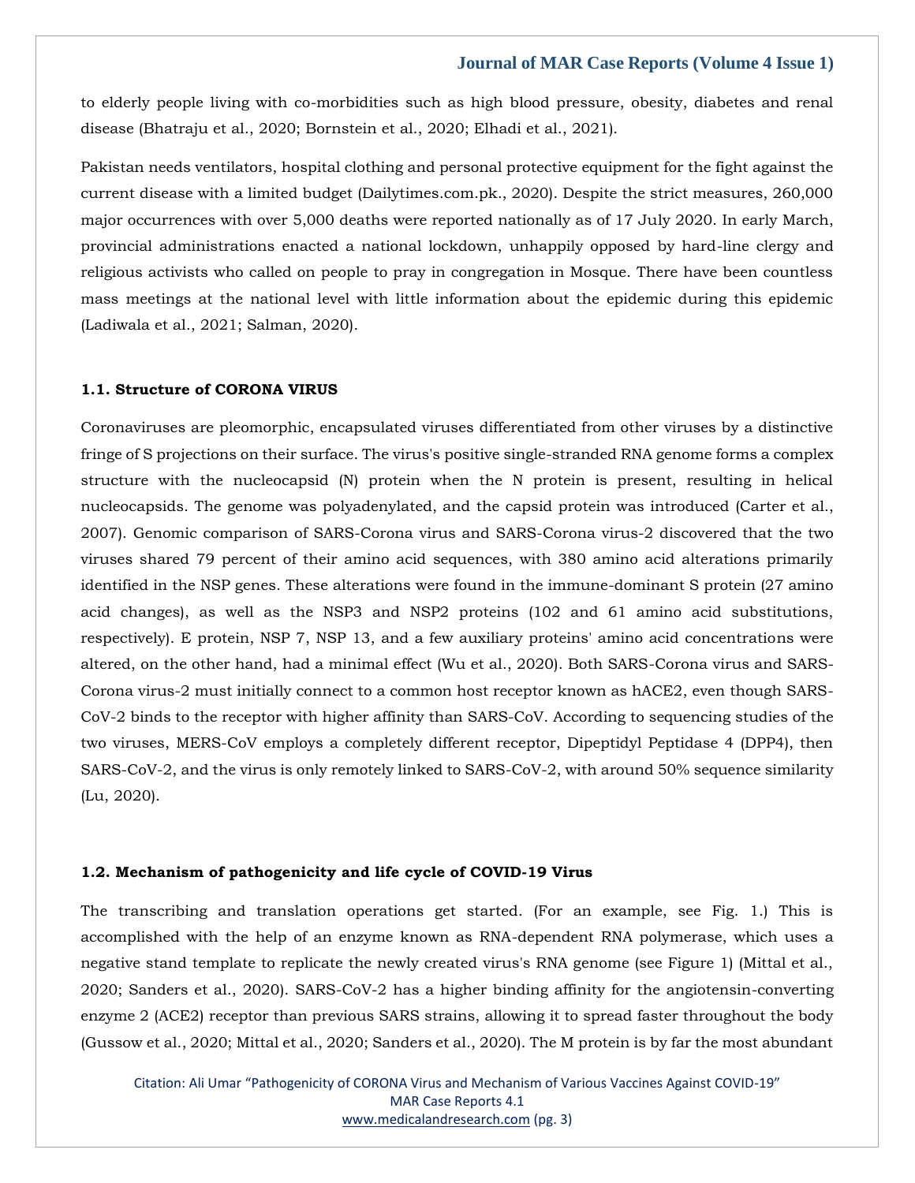to elderly people living with co-morbidities such as high blood pressure, obesity, diabetes and renal disease (Bhatraju et al., 2020; Bornstein et al., 2020; Elhadi et al., 2021).

Pakistan needs ventilators, hospital clothing and personal protective equipment for the fight against the current disease with a limited budget (Dailytimes.com.pk., 2020). Despite the strict measures, 260,000 major occurrences with over 5,000 deaths were reported nationally as of 17 July 2020. In early March, provincial administrations enacted a national lockdown, unhappily opposed by hard-line clergy and religious activists who called on people to pray in congregation in Mosque. There have been countless mass meetings at the national level with little information about the epidemic during this epidemic (Ladiwala et al., 2021; Salman, 2020).

### 1.1. Structure of CORONA VIRUS

Coronaviruses are pleomorphic, encapsulated viruses differentiated from other viruses by a distinctive fringe of S projections on their surface. The virus's positive single-stranded RNA genome forms a complex structure with the nucleocapsid (N) protein when the N protein is present, resulting in helical nucleocapsids. The genome was polyadenylated, and the capsid protein was introduced (Carter et al., 2007). Genomic comparison of SARS-Corona virus and SARS-Corona virus-2 discovered that the two viruses shared 79 percent of their amino acid sequences, with 380 amino acid alterations primarily identified in the NSP genes. These alterations were found in the immune-dominant S protein (27 amino acid changes), as well as the NSP3 and NSP2 proteins (102 and 61 amino acid substitutions, respectively). E protein, NSP 7, NSP 13, and a few auxiliary proteins' amino acid concentrations were altered, on the other hand, had a minimal effect (Wu et al., 2020). Both SARS-Corona virus and SARS-Corona virus-2 must initially connect to a common host receptor known as hACE2, even though SARS-CoV-2 binds to the receptor with higher affinity than SARS-CoV. According to sequencing studies of the two viruses, MERS-CoV employs a completely different receptor, Dipeptidyl Peptidase 4 (DPP4), then SARS-CoV-2, and the virus is only remotely linked to SARS-CoV-2, with around 50% sequence similarity (Lu, 2020).

### 1.2. Mechanism of pathogenicity and life cycle of COVID-19 Virus

The transcribing and translation operations get started. (For an example, see Fig. 1.) This is accomplished with the help of an enzyme known as RNA-dependent RNA polymerase, which uses a negative stand template to replicate the newly created virus's RNA genome (see Figure 1) (Mittal et al., 2020; Sanders et al., 2020). SARS-CoV-2 has a higher binding affinity for the angiotensin-converting enzyme 2 (ACE2) receptor than previous SARS strains, allowing it to spread faster throughout the body (Gussow et al., 2020; Mittal et al., 2020; Sanders et al., 2020). The M protein is by far the most abundant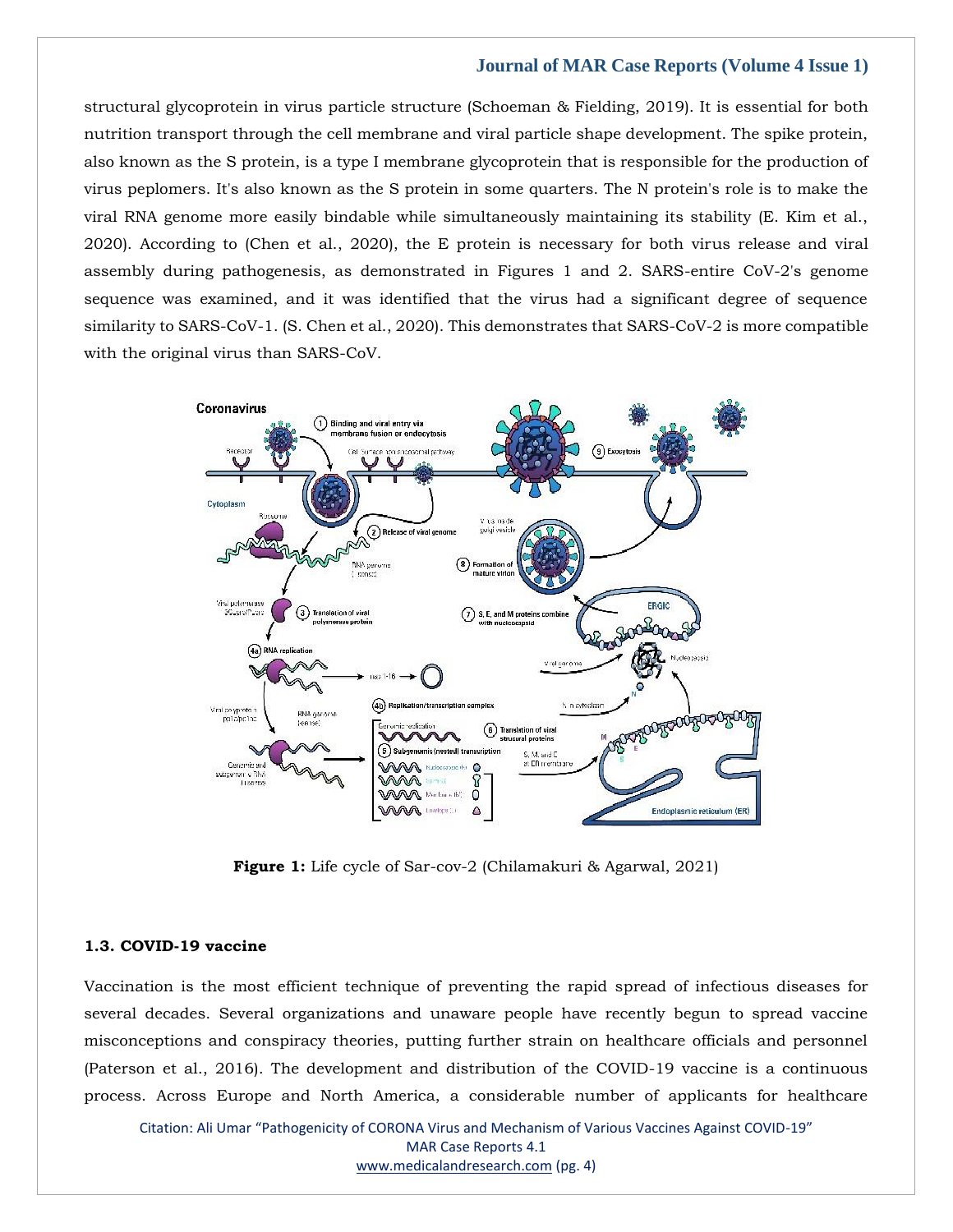structural glycoprotein in virus particle structure (Schoeman & Fielding, 2019). It is essential for both nutrition transport through the cell membrane and viral particle shape development. The spike protein, also known as the S protein, is a type I membrane glycoprotein that is responsible for the production of virus peplomers. It's also known as the S protein in some quarters. The N protein's role is to make the viral RNA genome more easily bindable while simultaneously maintaining its stability (E. Kim et al., 2020). According to (Chen et al., 2020), the E protein is necessary for both virus release and viral assembly during pathogenesis, as demonstrated in Figures 1 and 2. SARS-entire CoV-2's genome sequence was examined, and it was identified that the virus had a significant degree of sequence similarity to SARS-CoV-1. (S. Chen et al., 2020). This demonstrates that SARS-CoV-2 is more compatible with the original virus than SARS-CoV.

**Figure 1:** Life cycle of Sar-cov-2 (Chilamakuri & Agarwal, 2021)

### 1.3. COVID-19 vaccine

Vaccination is the most efficient technique of preventing the rapid spread of infectious diseases for several decades. Several organizations and unaware people have recently begun to spread vaccine misconceptions and conspiracy theories, putting further strain on healthcare officials and personnel (Paterson et al., 2016). The development and distribution of the COVID-19 vaccine is a continuous process. Across Europe and North America, a considerable number of applicants for healthcare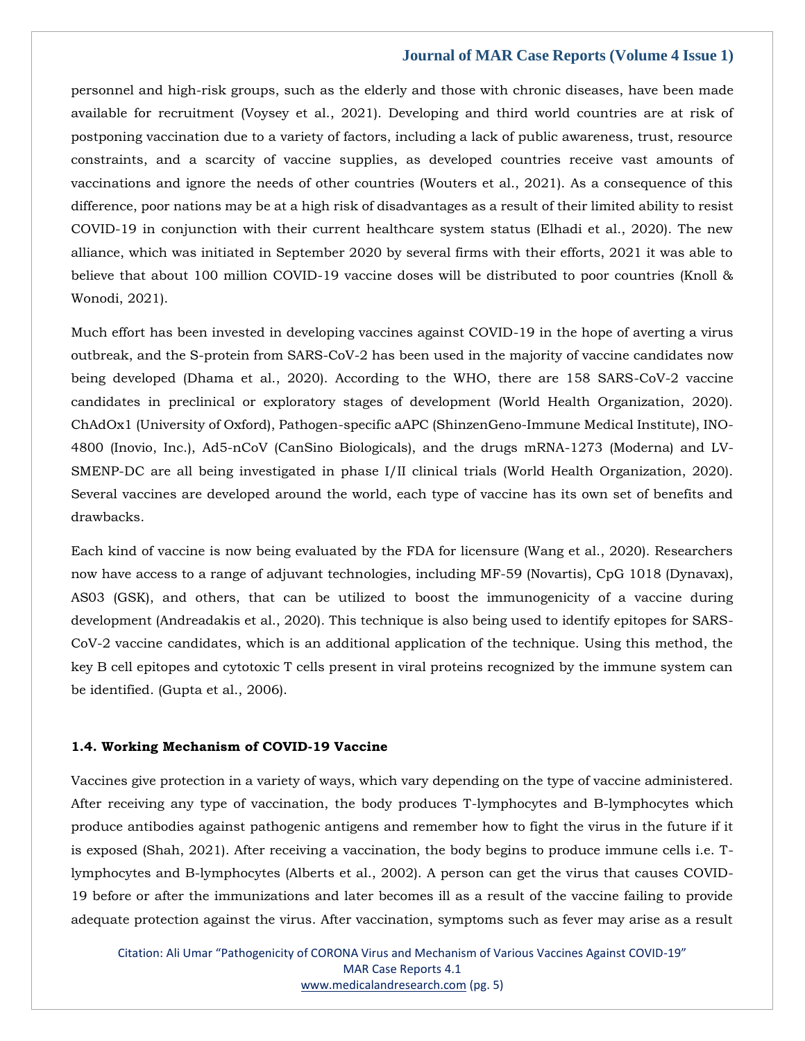personnel and high-risk groups, such as the elderly and those with chronic diseases, have been made available for recruitment (Voysey et al., 2021). Developing and third world countries are at risk of postponing vaccination due to a variety of factors, including a lack of public awareness, trust, resource constraints, and a scarcity of vaccine supplies, as developed countries receive vast amounts of vaccinations and ignore the needs of other countries (Wouters et al., 2021). As a consequence of this difference, poor nations may be at a high risk of disadvantages as a result of their limited ability to resist COVID-19 in conjunction with their current healthcare system status (Elhadi et al., 2020). The new alliance, which was initiated in September 2020 by several firms with their efforts, 2021 it was able to believe that about 100 million COVID-19 vaccine doses will be distributed to poor countries (Knoll & Wonodi, 2021).

Much effort has been invested in developing vaccines against COVID-19 in the hope of averting a virus outbreak, and the S-protein from SARS-CoV-2 has been used in the majority of vaccine candidates now being developed (Dhama et al., 2020). According to the WHO, there are 158 SARS-CoV-2 vaccine candidates in preclinical or exploratory stages of development (World Health Organization, 2020). ChAdOx1 (University of Oxford), Pathogen-specific aAPC (ShinzenGeno-Immune Medical Institute), INO-4800 (Inovio, Inc.), Ad5-nCoV (CanSino Biologicals), and the drugs mRNA-1273 (Moderna) and LV-SMENP-DC are all being investigated in phase I/II clinical trials (World Health Organization, 2020). Several vaccines are developed around the world, each type of vaccine has its own set of benefits and drawbacks.

Each kind of vaccine is now being evaluated by the FDA for licensure (Wang et al., 2020). Researchers now have access to a range of adjuvant technologies, including MF-59 (Novartis), CpG 1018 (Dynavax), AS03 (GSK), and others, that can be utilized to boost the immunogenicity of a vaccine during development (Andreadakis et al., 2020). This technique is also being used to identify epitopes for SARS-CoV-2 vaccine candidates, which is an additional application of the technique. Using this method, the key B cell epitopes and cytotoxic T cells present in viral proteins recognized by the immune system can be identified. (Gupta et al., 2006).

### 1.4. Working Mechanism of COVID-19 Vaccine

Vaccines give protection in a variety of ways, which vary depending on the type of vaccine administered. After receiving any type of vaccination, the body produces T-lymphocytes and B-lymphocytes which produce antibodies against pathogenic antigens and remember how to fight the virus in the future if it is exposed (Shah, 2021). After receiving a vaccination, the body begins to produce immune cells i.e. T-lymphocytes and B-lymphocytes (Alberts et al., 2002). A person can get the virus that causes COVID-19 before or after the immunizations and later becomes ill as a result of the vaccine failing to provide adequate protection against the virus. After vaccination, symptoms such as fever may arise as a result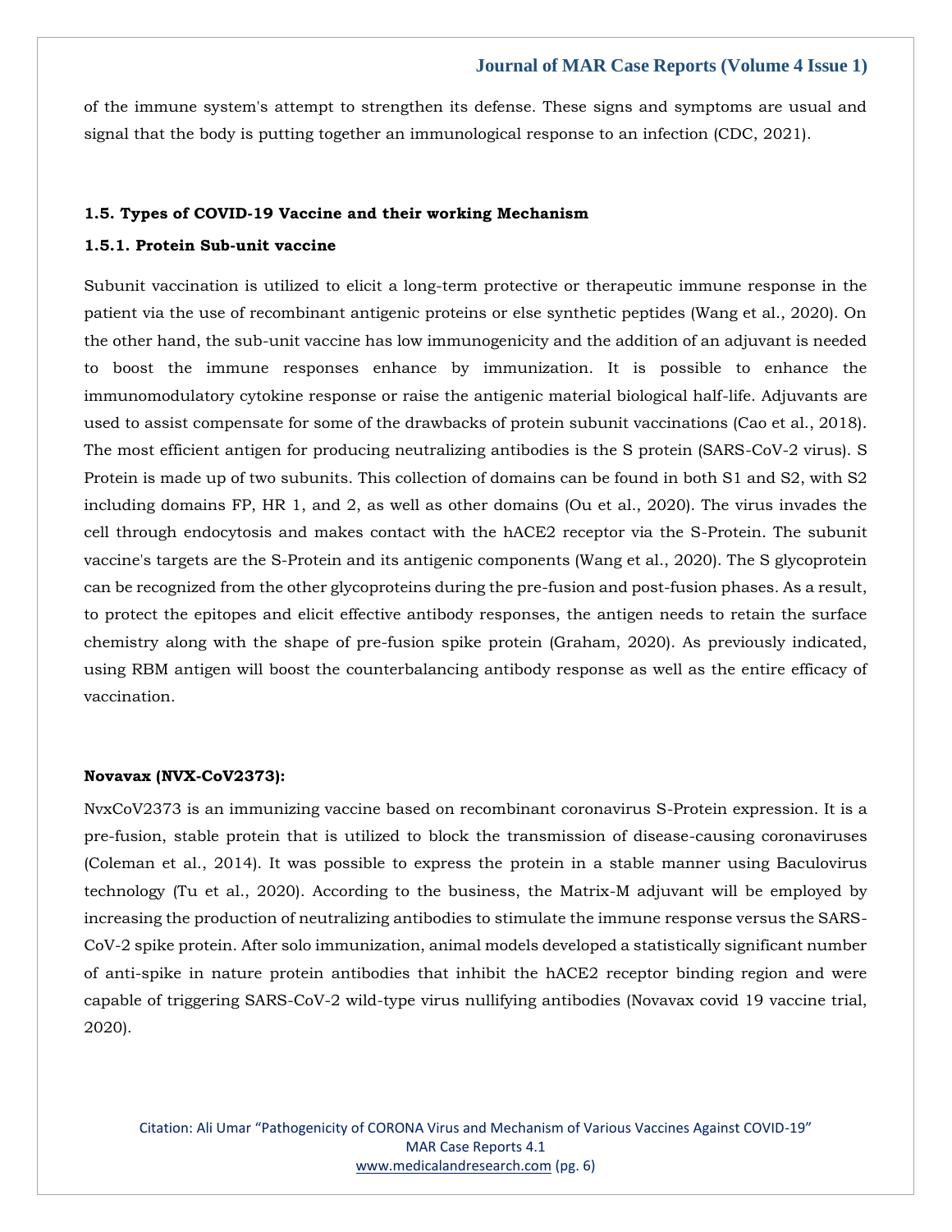of the immune system's attempt to strengthen its defense. These signs and symptoms are usual and signal that the body is putting together an immunological response to an infection (CDC, 2021).

### 1.5. Types of COVID-19 Vaccine and their working Mechanism

#### 1.5.1. Protein Sub-unit vaccine

Subunit vaccination is utilized to elicit a long-term protective or therapeutic immune response in the patient via the use of recombinant antigenic proteins or else synthetic peptides (Wang et al., 2020). On the other hand, the sub-unit vaccine has low immunogenicity and the addition of an adjuvant is needed to boost the immune responses enhance by immunization. It is possible to enhance the immunomodulatory cytokine response or raise the antigenic material biological half-life. Adjuvants are used to assist compensate for some of the drawbacks of protein subunit vaccinations (Cao et al., 2018). The most efficient antigen for producing neutralizing antibodies is the S protein (SARS-CoV-2 virus). S Protein is made up of two subunits. This collection of domains can be found in both S1 and S2, with S2 including domains FP, HR 1, and 2, as well as other domains (Ou et al., 2020). The virus invades the cell through endocytosis and makes contact with the hACE2 receptor via the S-Protein. The subunit vaccine's targets are the S-Protein and its antigenic components (Wang et al., 2020). The S glycoprotein can be recognized from the other glycoproteins during the pre-fusion and post-fusion phases. As a result, to protect the epitopes and elicit effective antibody responses, the antigen needs to retain the surface chemistry along with the shape of pre-fusion spike protein (Graham, 2020). As previously indicated, using RBM antigen will boost the counterbalancing antibody response as well as the entire efficacy of vaccination.

**Novavax (NVX-CoV2373):**

NvxCoV2373 is an immunizing vaccine based on recombinant coronavirus S-Protein expression. It is a pre-fusion, stable protein that is utilized to block the transmission of disease-causing coronaviruses (Coleman et al., 2014). It was possible to express the protein in a stable manner using Baculovirus technology (Tu et al., 2020). According to the business, the Matrix-M adjuvant will be employed by increasing the production of neutralizing antibodies to stimulate the immune response versus the SARS-CoV-2 spike protein. After solo immunization, animal models developed a statistically significant number of anti-spike in nature protein antibodies that inhibit the hACE2 receptor binding region and were capable of triggering SARS-CoV-2 wild-type virus nullifying antibodies (Novavax covid 19 vaccine trial, 2020).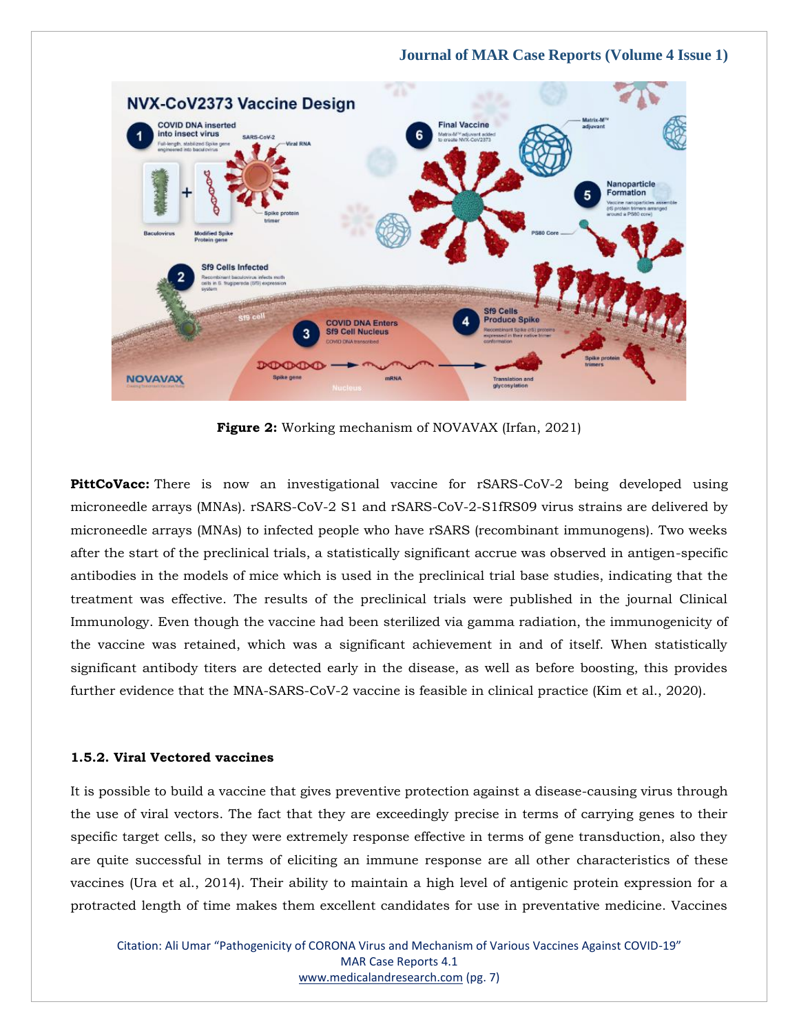**Figure 2:** Working mechanism of NOVAVAX (Irfan, 2021)

**PittCoVacc:** There is now an investigational vaccine for rSARS-CoV-2 being developed using microneedle arrays (MNAs). rSARS-CoV-2 S1 and rSARS-CoV-2-S1fRS09 virus strains are delivered by microneedle arrays (MNAs) to infected people who have rSARS (recombinant immunogens). Two weeks after the start of the preclinical trials, a statistically significant accrue was observed in antigen-specific antibodies in the models of mice which is used in the preclinical trial base studies, indicating that the treatment was effective. The results of the preclinical trials were published in the journal Clinical Immunology. Even though the vaccine had been sterilized via gamma radiation, the immunogenicity of the vaccine was retained, which was a significant achievement in and of itself. When statistically significant antibody titers are detected early in the disease, as well as before boosting, this provides further evidence that the MNA-SARS-CoV-2 vaccine is feasible in clinical practice (Kim et al., 2020).

### 1.5.2. Viral Vectored vaccines

It is possible to build a vaccine that gives preventive protection against a disease-causing virus through the use of viral vectors. The fact that they are exceedingly precise in terms of carrying genes to their specific target cells, so they were extremely response effective in terms of gene transduction, also they are quite successful in terms of eliciting an immune response are all other characteristics of these vaccines (Ura et al., 2014). Their ability to maintain a high level of antigenic protein expression for a protracted length of time makes them excellent candidates for use in preventative medicine. Vaccines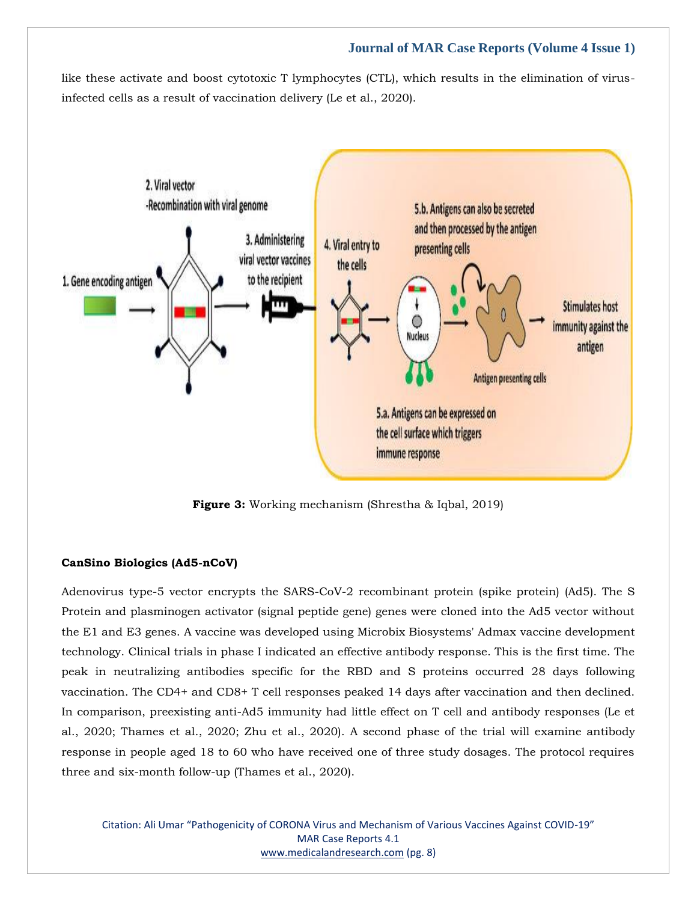like these activate and boost cytotoxic T lymphocytes (CTL), which results in the elimination of virus-infected cells as a result of vaccination delivery (Le et al., 2020).

**Figure 3:** Working mechanism (Shrestha & Iqbal, 2019)

**CanSino Biologics (Ad5-nCoV)**

Adenovirus type-5 vector encrypts the SARS-CoV-2 recombinant protein (spike protein) (Ad5). The S Protein and plasminogen activator (signal peptide gene) genes were cloned into the Ad5 vector without the E1 and E3 genes. A vaccine was developed using Microbix Biosystems' Admax vaccine development technology. Clinical trials in phase I indicated an effective antibody response. This is the first time. The peak in neutralizing antibodies specific for the RBD and S proteins occurred 28 days following vaccination. The CD4+ and CD8+ T cell responses peaked 14 days after vaccination and then declined. In comparison, preexisting anti-Ad5 immunity had little effect on T cell and antibody responses (Le et al., 2020; Thames et al., 2020; Zhu et al., 2020). A second phase of the trial will examine antibody response in people aged 18 to 60 who have received one of three study dosages. The protocol requires three and six-month follow-up (Thames et al., 2020).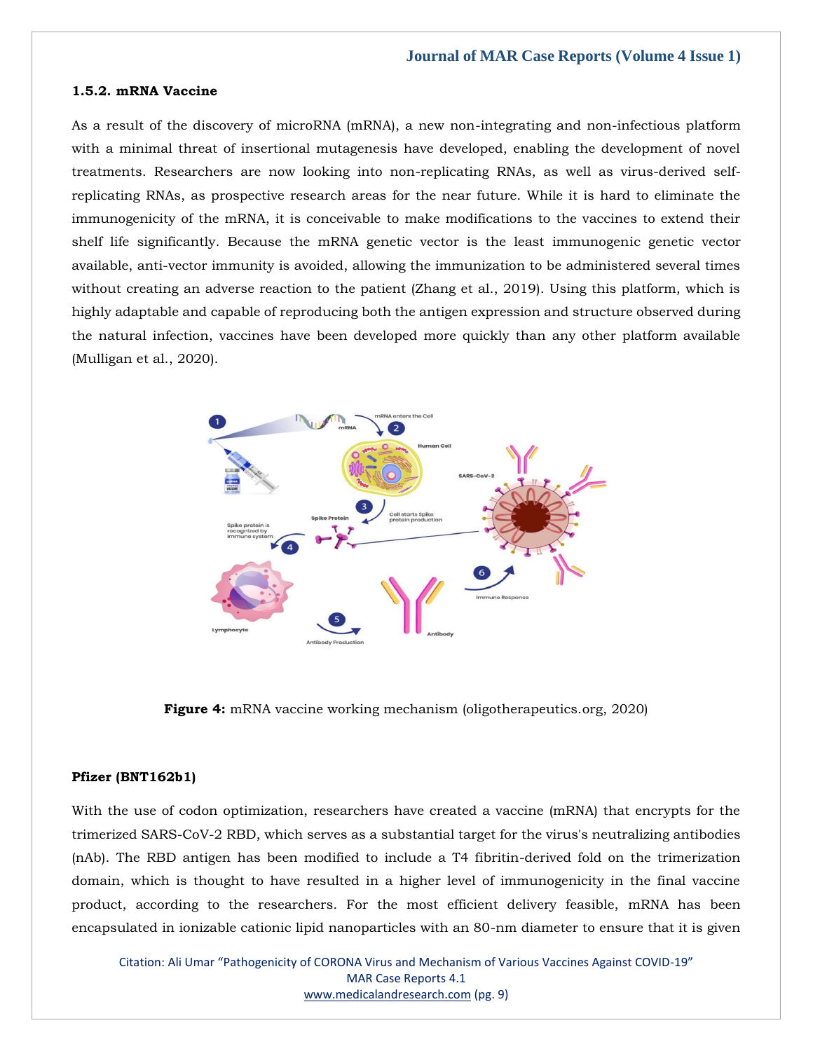#### 1.5.2. mRNA Vaccine

As a result of the discovery of microRNA (mRNA), a new non-integrating and non-infectious platform with a minimal threat of insertional mutagenesis have developed, enabling the development of novel treatments. Researchers are now looking into non-replicating RNAs, as well as virus-derived self-replicating RNAs, as prospective research areas for the near future. While it is hard to eliminate the immunogenicity of the mRNA, it is conceivable to make modifications to the vaccines to extend their shelf life significantly. Because the mRNA genetic vector is the least immunogenic genetic vector available, anti-vector immunity is avoided, allowing the immunization to be administered several times without creating an adverse reaction to the patient (Zhang et al., 2019). Using this platform, which is highly adaptable and capable of reproducing both the antigen expression and structure observed during the natural infection, vaccines have been developed more quickly than any other platform available (Mulligan et al., 2020).

**Figure 4:** mRNA vaccine working mechanism (oligotherapeutics.org, 2020)

**Pfizer (BNT162b1)**

With the use of codon optimization, researchers have created a vaccine (mRNA) that encrypts for the trimerized SARS-CoV-2 RBD, which serves as a substantial target for the virus's neutralizing antibodies (nAb). The RBD antigen has been modified to include a T4 fibritin-derived fold on the trimerization domain, which is thought to have resulted in a higher level of immunogenicity in the final vaccine product, according to the researchers. For the most efficient delivery feasible, mRNA has been encapsulated in ionizable cationic lipid nanoparticles with an 80-nm diameter to ensure that it is given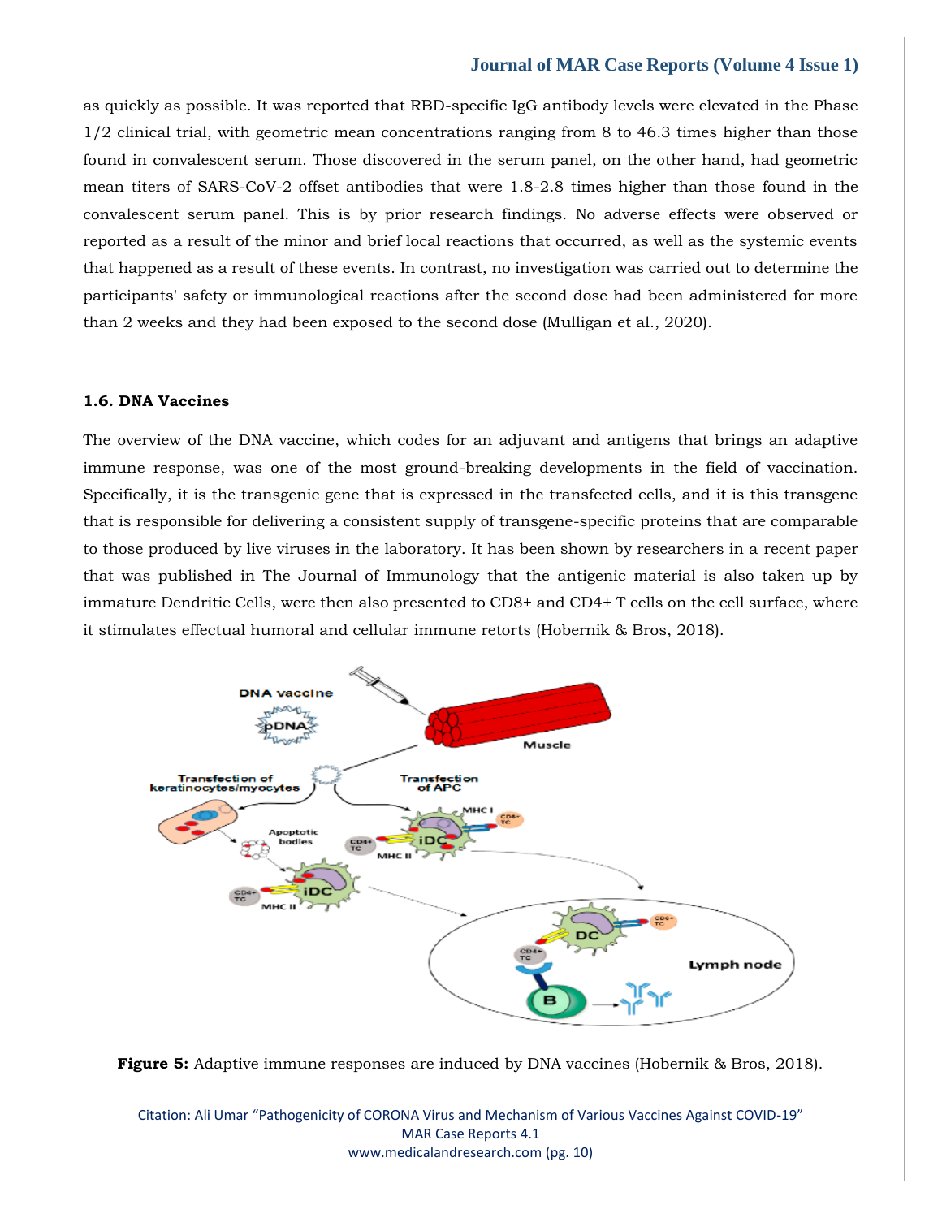as quickly as possible. It was reported that RBD-specific IgG antibody levels were elevated in the Phase 1/2 clinical trial, with geometric mean concentrations ranging from 8 to 46.3 times higher than those found in convalescent serum. Those discovered in the serum panel, on the other hand, had geometric mean titers of SARS-CoV-2 offset antibodies that were 1.8-2.8 times higher than those found in the convalescent serum panel. This is by prior research findings. No adverse effects were observed or reported as a result of the minor and brief local reactions that occurred, as well as the systemic events that happened as a result of these events. In contrast, no investigation was carried out to determine the participants' safety or immunological reactions after the second dose had been administered for more than 2 weeks and they had been exposed to the second dose (Mulligan et al., 2020).

### 1.6. DNA Vaccines

The overview of the DNA vaccine, which codes for an adjuvant and antigens that brings an adaptive immune response, was one of the most ground-breaking developments in the field of vaccination. Specifically, it is the transgenic gene that is expressed in the transfected cells, and it is this transgene that is responsible for delivering a consistent supply of transgene-specific proteins that are comparable to those produced by live viruses in the laboratory. It has been shown by researchers in a recent paper that was published in The Journal of Immunology that the antigenic material is also taken up by immature Dendritic Cells, were then also presented to CD8+ and CD4+ T cells on the cell surface, where it stimulates effectual humoral and cellular immune retorts (Hobernik & Bros, 2018).

**Figure 5:** Adaptive immune responses are induced by DNA vaccines (Hobernik & Bros, 2018).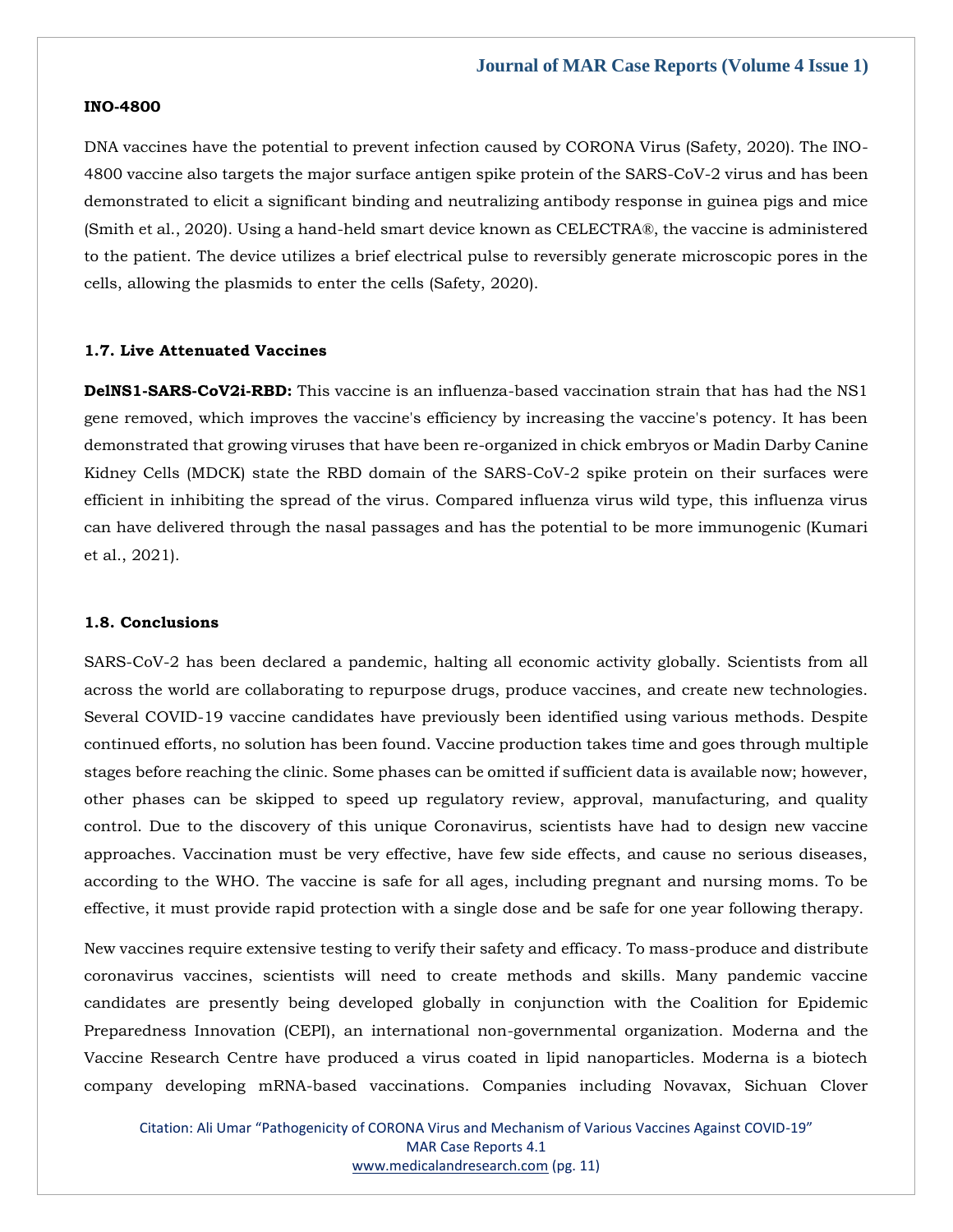**INO-4800**

DNA vaccines have the potential to prevent infection caused by CORONA Virus (Safety, 2020). The INO-4800 vaccine also targets the major surface antigen spike protein of the SARS-CoV-2 virus and has been demonstrated to elicit a significant binding and neutralizing antibody response in guinea pigs and mice (Smith et al., 2020). Using a hand-held smart device known as CELECTRA®, the vaccine is administered to the patient. The device utilizes a brief electrical pulse to reversibly generate microscopic pores in the cells, allowing the plasmids to enter the cells (Safety, 2020).

### 1.7. Live Attenuated Vaccines

**DelNS1-SARS-CoV2i-RBD:** This vaccine is an influenza-based vaccination strain that has had the NS1 gene removed, which improves the vaccine's efficiency by increasing the vaccine's potency. It has been demonstrated that growing viruses that have been re-organized in chick embryos or Madin Darby Canine Kidney Cells (MDCK) state the RBD domain of the SARS-CoV-2 spike protein on their surfaces were efficient in inhibiting the spread of the virus. Compared influenza virus wild type, this influenza virus can have delivered through the nasal passages and has the potential to be more immunogenic (Kumari et al., 2021).

### 1.8. Conclusions

SARS-CoV-2 has been declared a pandemic, halting all economic activity globally. Scientists from all across the world are collaborating to repurpose drugs, produce vaccines, and create new technologies. Several COVID-19 vaccine candidates have previously been identified using various methods. Despite continued efforts, no solution has been found. Vaccine production takes time and goes through multiple stages before reaching the clinic. Some phases can be omitted if sufficient data is available now; however, other phases can be skipped to speed up regulatory review, approval, manufacturing, and quality control. Due to the discovery of this unique Coronavirus, scientists have had to design new vaccine approaches. Vaccination must be very effective, have few side effects, and cause no serious diseases, according to the WHO. The vaccine is safe for all ages, including pregnant and nursing moms. To be effective, it must provide rapid protection with a single dose and be safe for one year following therapy.

New vaccines require extensive testing to verify their safety and efficacy. To mass-produce and distribute coronavirus vaccines, scientists will need to create methods and skills. Many pandemic vaccine candidates are presently being developed globally in conjunction with the Coalition for Epidemic Preparedness Innovation (CEPI), an international non-governmental organization. Moderna and the Vaccine Research Centre have produced a virus coated in lipid nanoparticles. Moderna is a biotech company developing mRNA-based vaccinations. Companies including Novavax, Sichuan Clover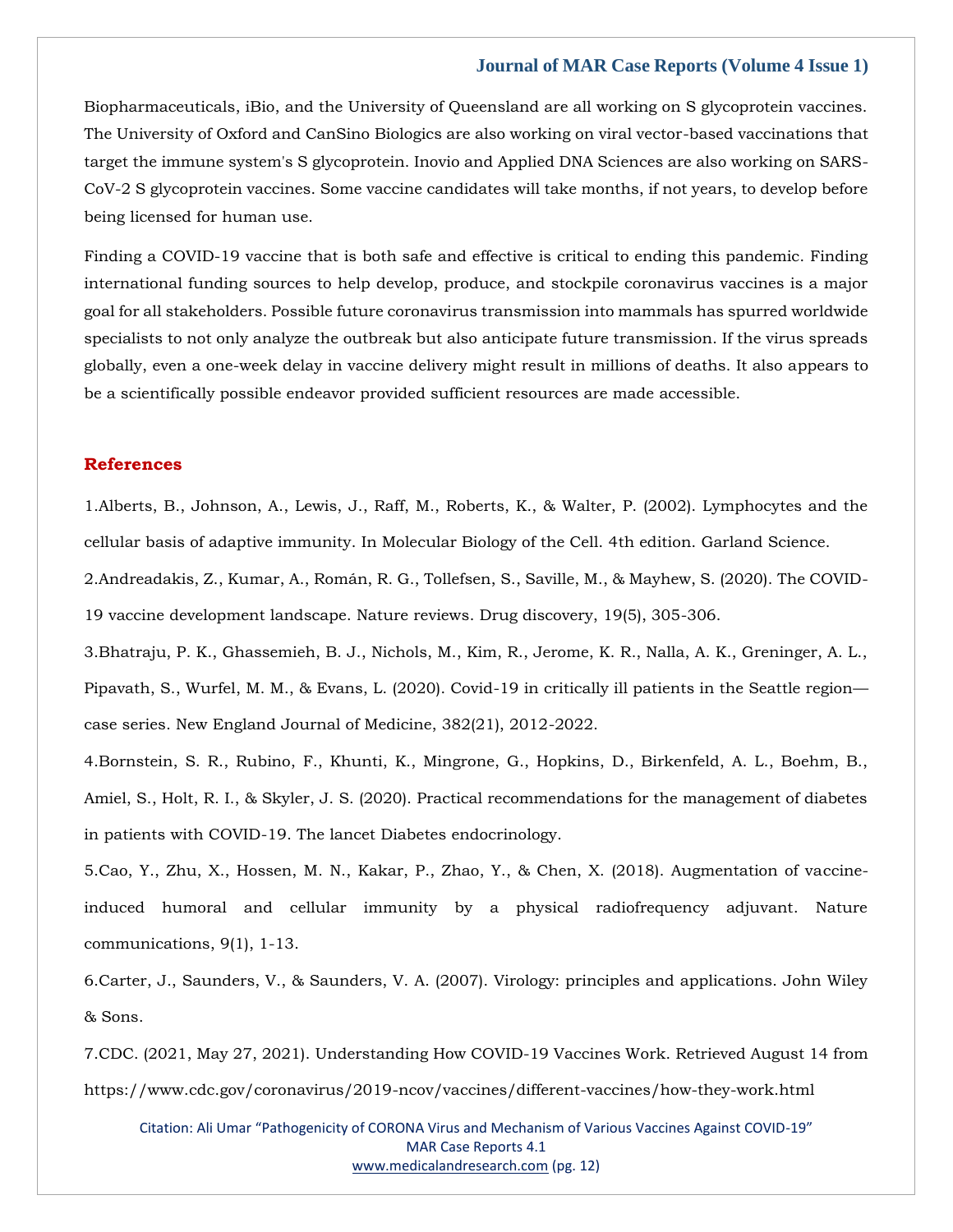Biopharmaceuticals, iBio, and the University of Queensland are all working on S glycoprotein vaccines. The University of Oxford and CanSino Biologics are also working on viral vector-based vaccinations that target the immune system's S glycoprotein. Inovio and Applied DNA Sciences are also working on SARS-CoV-2 S glycoprotein vaccines. Some vaccine candidates will take months, if not years, to develop before being licensed for human use.

Finding a COVID-19 vaccine that is both safe and effective is critical to ending this pandemic. Finding international funding sources to help develop, produce, and stockpile coronavirus vaccines is a major goal for all stakeholders. Possible future coronavirus transmission into mammals has spurred worldwide specialists to not only analyze the outbreak but also anticipate future transmission. If the virus spreads globally, even a one-week delay in vaccine delivery might result in millions of deaths. It also appears to be a scientifically possible endeavor provided sufficient resources are made accessible.

## References

1.Alberts, B., Johnson, A., Lewis, J., Raff, M., Roberts, K., & Walter, P. (2002). Lymphocytes and the cellular basis of adaptive immunity. In Molecular Biology of the Cell. 4th edition. Garland Science.

2.Andreadakis, Z., Kumar, A., Román, R. G., Tollefsen, S., Saville, M., & Mayhew, S. (2020). The COVID-19 vaccine development landscape. Nature reviews. Drug discovery, 19(5), 305-306.

3.Bhatraju, P. K., Ghassemieh, B. J., Nichols, M., Kim, R., Jerome, K. R., Nalla, A. K., Greninger, A. L., Pipavath, S., Wurfel, M. M., & Evans, L. (2020). Covid-19 in critically ill patients in the Seattle region—case series. New England Journal of Medicine, 382(21), 2012-2022.

4.Bornstein, S. R., Rubino, F., Khunti, K., Mingrone, G., Hopkins, D., Birkenfeld, A. L., Boehm, B., Amiel, S., Holt, R. I., & Skyler, J. S. (2020). Practical recommendations for the management of diabetes in patients with COVID-19. The lancet Diabetes endocrinology.

5.Cao, Y., Zhu, X., Hossen, M. N., Kakar, P., Zhao, Y., & Chen, X. (2018). Augmentation of vaccine-induced humoral and cellular immunity by a physical radiofrequency adjuvant. Nature communications, 9(1), 1-13.

6.Carter, J., Saunders, V., & Saunders, V. A. (2007). Virology: principles and applications. John Wiley & Sons.

7.CDC. (2021, May 27, 2021). Understanding How COVID-19 Vaccines Work. Retrieved August 14 from https://www.cdc.gov/coronavirus/2019-ncov/vaccines/different-vaccines/how-they-work.html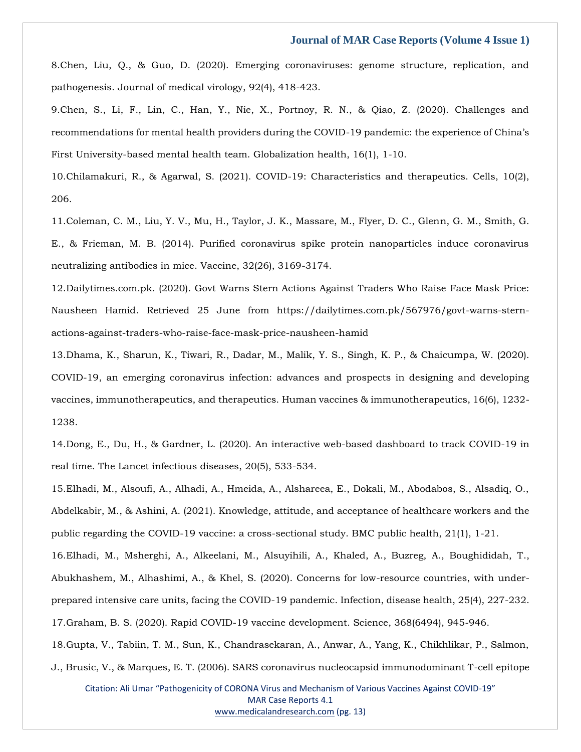8.Chen, Liu, Q., & Guo, D. (2020). Emerging coronaviruses: genome structure, replication, and pathogenesis. Journal of medical virology, 92(4), 418-423.

9.Chen, S., Li, F., Lin, C., Han, Y., Nie, X., Portnoy, R. N., & Qiao, Z. (2020). Challenges and recommendations for mental health providers during the COVID-19 pandemic: the experience of China's First University-based mental health team. Globalization health, 16(1), 1-10.

10.Chilamakuri, R., & Agarwal, S. (2021). COVID-19: Characteristics and therapeutics. Cells, 10(2), 206.

11.Coleman, C. M., Liu, Y. V., Mu, H., Taylor, J. K., Massare, M., Flyer, D. C., Glenn, G. M., Smith, G. E., & Frieman, M. B. (2014). Purified coronavirus spike protein nanoparticles induce coronavirus neutralizing antibodies in mice. Vaccine, 32(26), 3169-3174.

12.Dailytimes.com.pk. (2020). Govt Warns Stern Actions Against Traders Who Raise Face Mask Price: Nausheen Hamid. Retrieved 25 June from https://dailytimes.com.pk/567976/govt-warns-stern-actions-against-traders-who-raise-face-mask-price-nausheen-hamid

13.Dhama, K., Sharun, K., Tiwari, R., Dadar, M., Malik, Y. S., Singh, K. P., & Chaicumpa, W. (2020). COVID-19, an emerging coronavirus infection: advances and prospects in designing and developing vaccines, immunotherapeutics, and therapeutics. Human vaccines & immunotherapeutics, 16(6), 1232-1238.

14.Dong, E., Du, H., & Gardner, L. (2020). An interactive web-based dashboard to track COVID-19 in real time. The Lancet infectious diseases, 20(5), 533-534.

15.Elhadi, M., Alsoufi, A., Alhadi, A., Hmeida, A., Alshareea, E., Dokali, M., Abodabos, S., Alsadiq, O., Abdelkabir, M., & Ashini, A. (2021). Knowledge, attitude, and acceptance of healthcare workers and the public regarding the COVID-19 vaccine: a cross-sectional study. BMC public health, 21(1), 1-21.

16.Elhadi, M., Msherghi, A., Alkeelani, M., Alsuyihili, A., Khaled, A., Buzreg, A., Boughididah, T., Abukhashem, M., Alhashimi, A., & Khel, S. (2020). Concerns for low-resource countries, with under-prepared intensive care units, facing the COVID-19 pandemic. Infection, disease health, 25(4), 227-232.

17.Graham, B. S. (2020). Rapid COVID-19 vaccine development. Science, 368(6494), 945-946.

18.Gupta, V., Tabiin, T. M., Sun, K., Chandrasekaran, A., Anwar, A., Yang, K., Chikhlikar, P., Salmon, J., Brusic, V., & Marques, E. T. (2006). SARS coronavirus nucleocapsid immunodominant T-cell epitope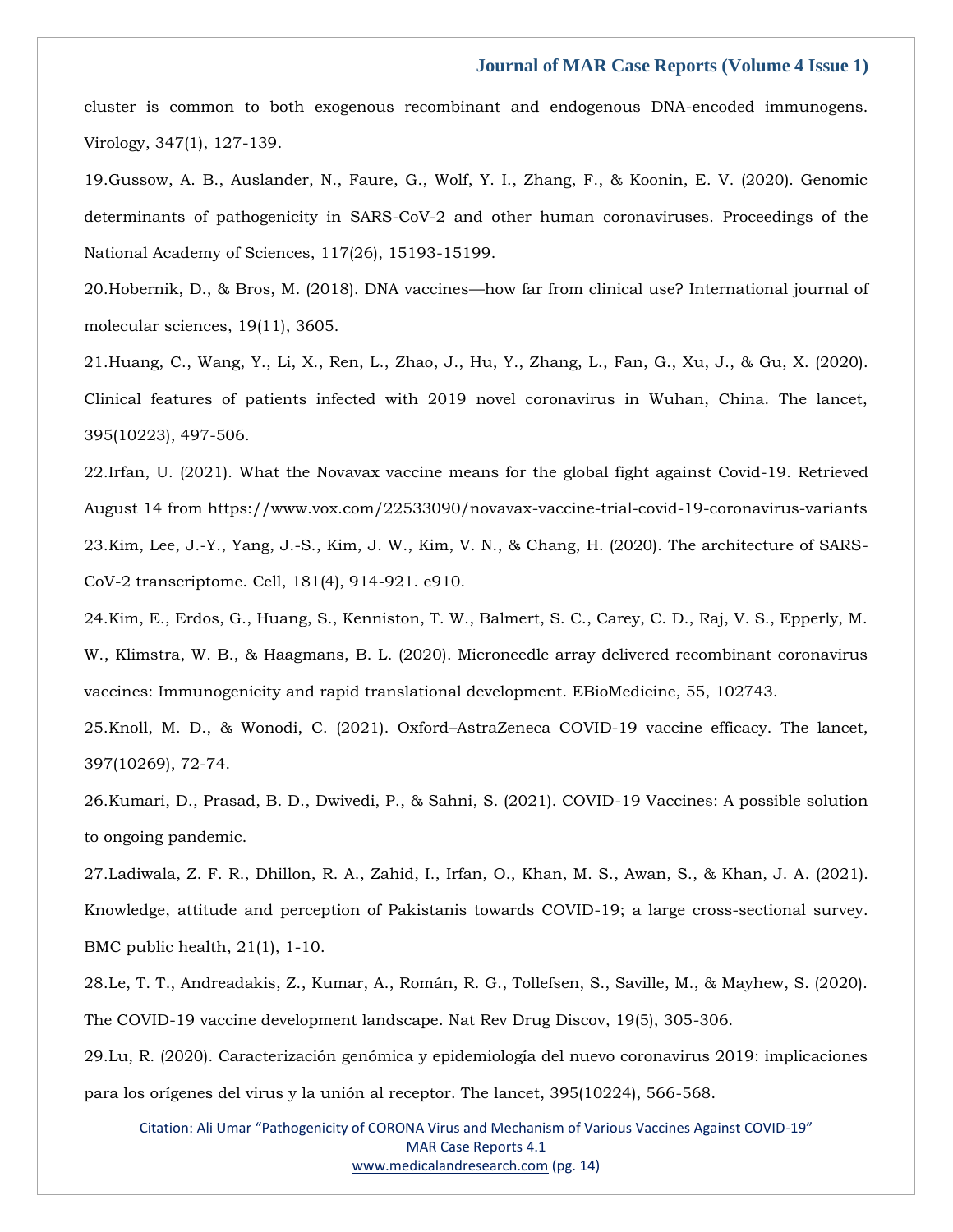cluster is common to both exogenous recombinant and endogenous DNA-encoded immunogens. Virology, 347(1), 127-139.

19.Gussow, A. B., Auslander, N., Faure, G., Wolf, Y. I., Zhang, F., & Koonin, E. V. (2020). Genomic determinants of pathogenicity in SARS-CoV-2 and other human coronaviruses. Proceedings of the National Academy of Sciences, 117(26), 15193-15199.

20.Hobernik, D., & Bros, M. (2018). DNA vaccines—how far from clinical use? International journal of molecular sciences, 19(11), 3605.

21.Huang, C., Wang, Y., Li, X., Ren, L., Zhao, J., Hu, Y., Zhang, L., Fan, G., Xu, J., & Gu, X. (2020). Clinical features of patients infected with 2019 novel coronavirus in Wuhan, China. The lancet, 395(10223), 497-506.

22.Irfan, U. (2021). What the Novavax vaccine means for the global fight against Covid-19. Retrieved August 14 from https://www.vox.com/22533090/novavax-vaccine-trial-covid-19-coronavirus-variants

23.Kim, Lee, J.-Y., Yang, J.-S., Kim, J. W., Kim, V. N., & Chang, H. (2020). The architecture of SARS-CoV-2 transcriptome. Cell, 181(4), 914-921. e910.

24.Kim, E., Erdos, G., Huang, S., Kenniston, T. W., Balmert, S. C., Carey, C. D., Raj, V. S., Epperly, M. W., Klimstra, W. B., & Haagmans, B. L. (2020). Microneedle array delivered recombinant coronavirus vaccines: Immunogenicity and rapid translational development. EBioMedicine, 55, 102743.

25.Knoll, M. D., & Wonodi, C. (2021). Oxford–AstraZeneca COVID-19 vaccine efficacy. The lancet, 397(10269), 72-74.

26.Kumari, D., Prasad, B. D., Dwivedi, P., & Sahni, S. (2021). COVID-19 Vaccines: A possible solution to ongoing pandemic.

27.Ladiwala, Z. F. R., Dhillon, R. A., Zahid, I., Irfan, O., Khan, M. S., Awan, S., & Khan, J. A. (2021). Knowledge, attitude and perception of Pakistanis towards COVID-19; a large cross-sectional survey. BMC public health, 21(1), 1-10.

28.Le, T. T., Andreadakis, Z., Kumar, A., Román, R. G., Tollefsen, S., Saville, M., & Mayhew, S. (2020). The COVID-19 vaccine development landscape. Nat Rev Drug Discov, 19(5), 305-306.

29.Lu, R. (2020). Caracterización genómica y epidemiología del nuevo coronavirus 2019: implicaciones para los orígenes del virus y la unión al receptor. The lancet, 395(10224), 566-568.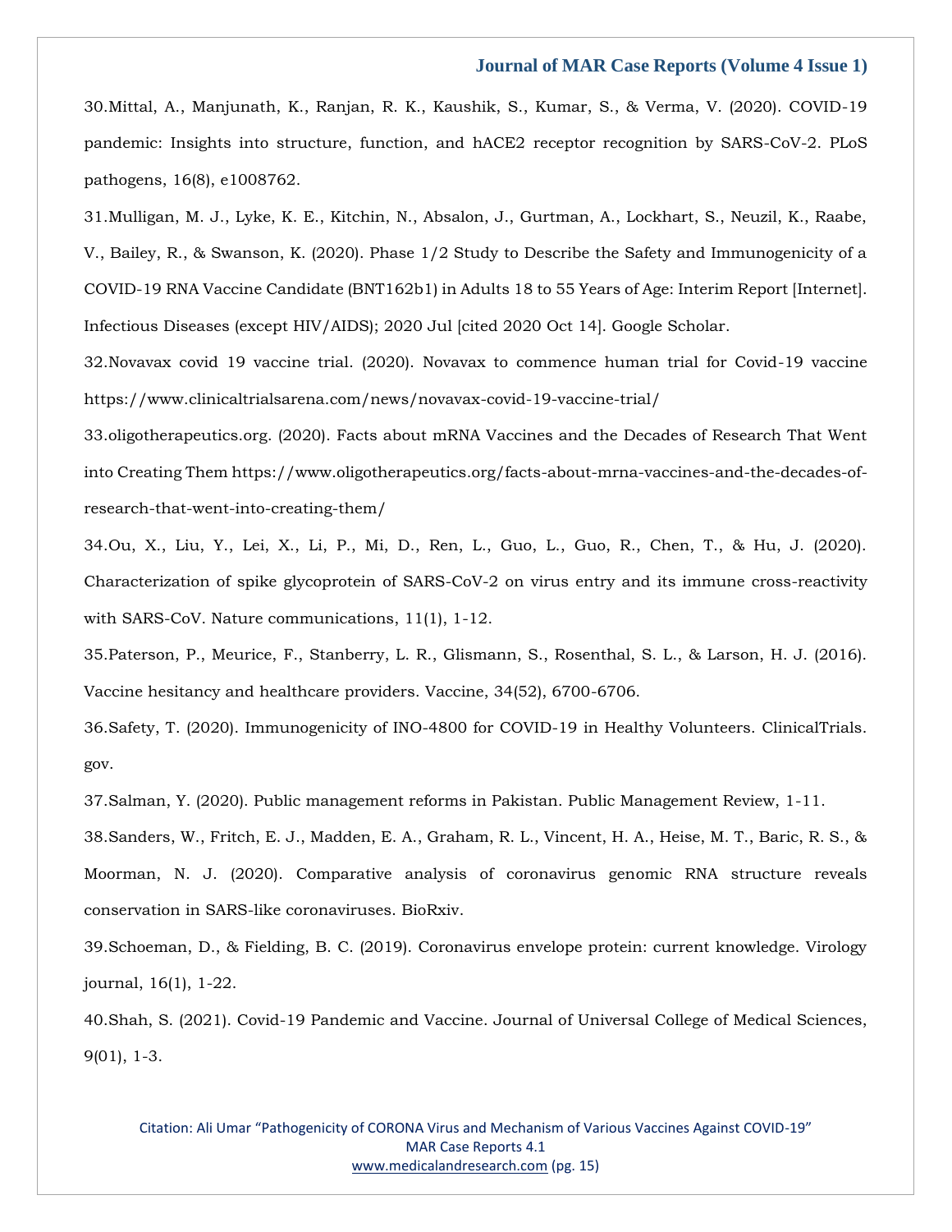30.Mittal, A., Manjunath, K., Ranjan, R. K., Kaushik, S., Kumar, S., & Verma, V. (2020). COVID-19 pandemic: Insights into structure, function, and hACE2 receptor recognition by SARS-CoV-2. PLoS pathogens, 16(8), e1008762.

31.Mulligan, M. J., Lyke, K. E., Kitchin, N., Absalon, J., Gurtman, A., Lockhart, S., Neuzil, K., Raabe, V., Bailey, R., & Swanson, K. (2020). Phase 1/2 Study to Describe the Safety and Immunogenicity of a COVID-19 RNA Vaccine Candidate (BNT162b1) in Adults 18 to 55 Years of Age: Interim Report [Internet]. Infectious Diseases (except HIV/AIDS); 2020 Jul [cited 2020 Oct 14]. Google Scholar.

32.Novavax covid 19 vaccine trial. (2020). Novavax to commence human trial for Covid-19 vaccine https://www.clinicaltrialsarena.com/news/novavax-covid-19-vaccine-trial/

33.oligotherapeutics.org. (2020). Facts about mRNA Vaccines and the Decades of Research That Went into Creating Them https://www.oligotherapeutics.org/facts-about-mrna-vaccines-and-the-decades-of-research-that-went-into-creating-them/

34.Ou, X., Liu, Y., Lei, X., Li, P., Mi, D., Ren, L., Guo, L., Guo, R., Chen, T., & Hu, J. (2020). Characterization of spike glycoprotein of SARS-CoV-2 on virus entry and its immune cross-reactivity with SARS-CoV. Nature communications, 11(1), 1-12.

35.Paterson, P., Meurice, F., Stanberry, L. R., Glismann, S., Rosenthal, S. L., & Larson, H. J. (2016). Vaccine hesitancy and healthcare providers. Vaccine, 34(52), 6700-6706.

36.Safety, T. (2020). Immunogenicity of INO-4800 for COVID-19 in Healthy Volunteers. ClinicalTrials. gov.

37.Salman, Y. (2020). Public management reforms in Pakistan. Public Management Review, 1-11.

38.Sanders, W., Fritch, E. J., Madden, E. A., Graham, R. L., Vincent, H. A., Heise, M. T., Baric, R. S., & Moorman, N. J. (2020). Comparative analysis of coronavirus genomic RNA structure reveals conservation in SARS-like coronaviruses. BioRxiv.

39.Schoeman, D., & Fielding, B. C. (2019). Coronavirus envelope protein: current knowledge. Virology journal, 16(1), 1-22.

40.Shah, S. (2021). Covid-19 Pandemic and Vaccine. Journal of Universal College of Medical Sciences, 9(01), 1-3.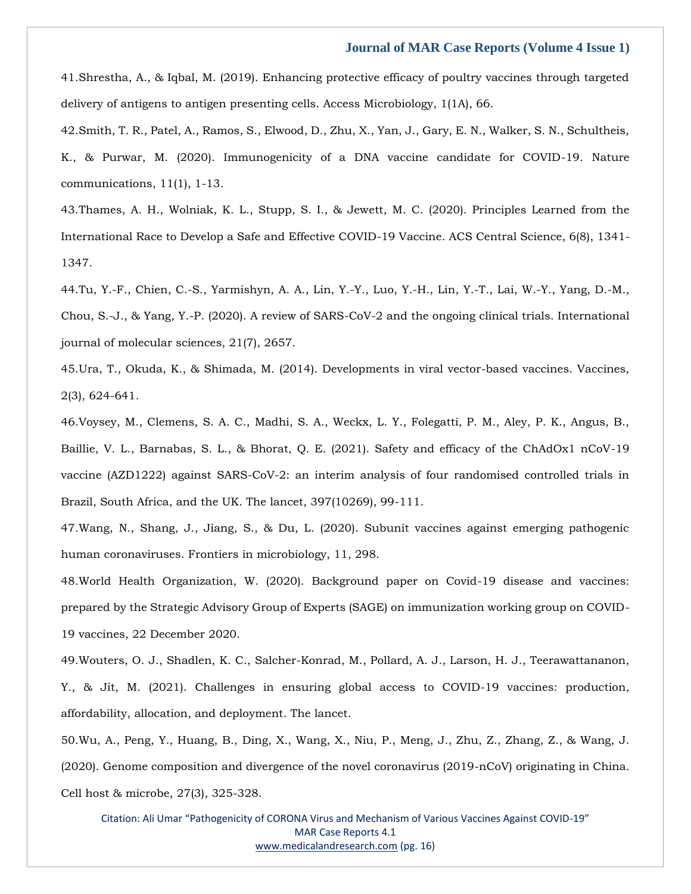41.Shrestha, A., & Iqbal, M. (2019). Enhancing protective efficacy of poultry vaccines through targeted delivery of antigens to antigen presenting cells. Access Microbiology, 1(1A), 66.

42.Smith, T. R., Patel, A., Ramos, S., Elwood, D., Zhu, X., Yan, J., Gary, E. N., Walker, S. N., Schultheis, K., & Purwar, M. (2020). Immunogenicity of a DNA vaccine candidate for COVID-19. Nature communications, 11(1), 1-13.

43.Thames, A. H., Wolniak, K. L., Stupp, S. I., & Jewett, M. C. (2020). Principles Learned from the International Race to Develop a Safe and Effective COVID-19 Vaccine. ACS Central Science, 6(8), 1341-1347.

44.Tu, Y.-F., Chien, C.-S., Yarmishyn, A. A., Lin, Y.-Y., Luo, Y.-H., Lin, Y.-T., Lai, W.-Y., Yang, D.-M., Chou, S.-J., & Yang, Y.-P. (2020). A review of SARS-CoV-2 and the ongoing clinical trials. International journal of molecular sciences, 21(7), 2657.

45.Ura, T., Okuda, K., & Shimada, M. (2014). Developments in viral vector-based vaccines. Vaccines, 2(3), 624-641.

46.Voysey, M., Clemens, S. A. C., Madhi, S. A., Weckx, L. Y., Folegatti, P. M., Aley, P. K., Angus, B., Baillie, V. L., Barnabas, S. L., & Bhorat, Q. E. (2021). Safety and efficacy of the ChAdOx1 nCoV-19 vaccine (AZD1222) against SARS-CoV-2: an interim analysis of four randomised controlled trials in Brazil, South Africa, and the UK. The lancet, 397(10269), 99-111.

47.Wang, N., Shang, J., Jiang, S., & Du, L. (2020). Subunit vaccines against emerging pathogenic human coronaviruses. Frontiers in microbiology, 11, 298.

48.World Health Organization, W. (2020). Background paper on Covid-19 disease and vaccines: prepared by the Strategic Advisory Group of Experts (SAGE) on immunization working group on COVID-19 vaccines, 22 December 2020.

49.Wouters, O. J., Shadlen, K. C., Salcher-Konrad, M., Pollard, A. J., Larson, H. J., Teerawattananon, Y., & Jit, M. (2021). Challenges in ensuring global access to COVID-19 vaccines: production, affordability, allocation, and deployment. The lancet.

50.Wu, A., Peng, Y., Huang, B., Ding, X., Wang, X., Niu, P., Meng, J., Zhu, Z., Zhang, Z., & Wang, J. (2020). Genome composition and divergence of the novel coronavirus (2019-nCoV) originating in China. Cell host & microbe, 27(3), 325-328.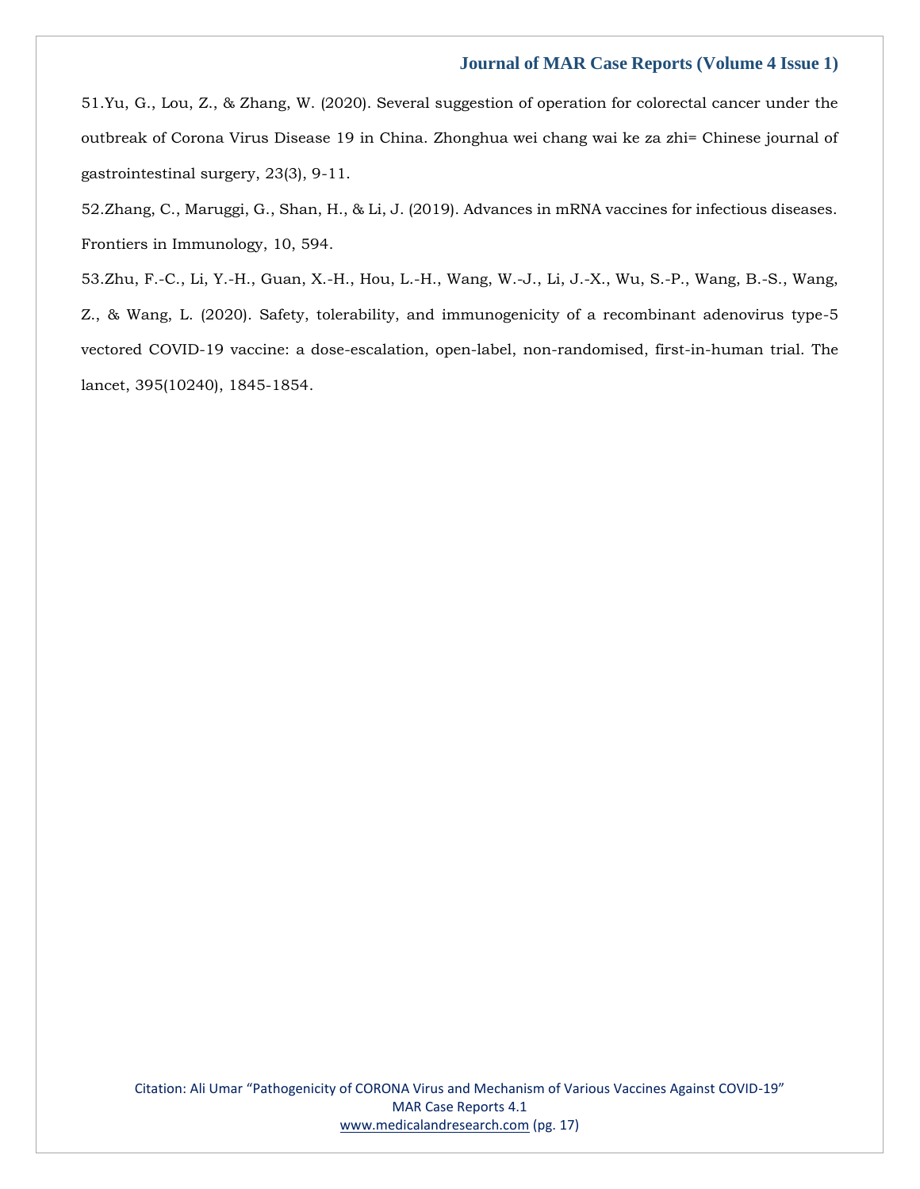51.Yu, G., Lou, Z., & Zhang, W. (2020). Several suggestion of operation for colorectal cancer under the outbreak of Corona Virus Disease 19 in China. Zhonghua wei chang wai ke za zhi= Chinese journal of gastrointestinal surgery, 23(3), 9-11.

52.Zhang, C., Maruggi, G., Shan, H., & Li, J. (2019). Advances in mRNA vaccines for infectious diseases. Frontiers in Immunology, 10, 594.

53.Zhu, F.-C., Li, Y.-H., Guan, X.-H., Hou, L.-H., Wang, W.-J., Li, J.-X., Wu, S.-P., Wang, B.-S., Wang, Z., & Wang, L. (2020). Safety, tolerability, and immunogenicity of a recombinant adenovirus type-5 vectored COVID-19 vaccine: a dose-escalation, open-label, non-randomised, first-in-human trial. The lancet, 395(10240), 1845-1854.